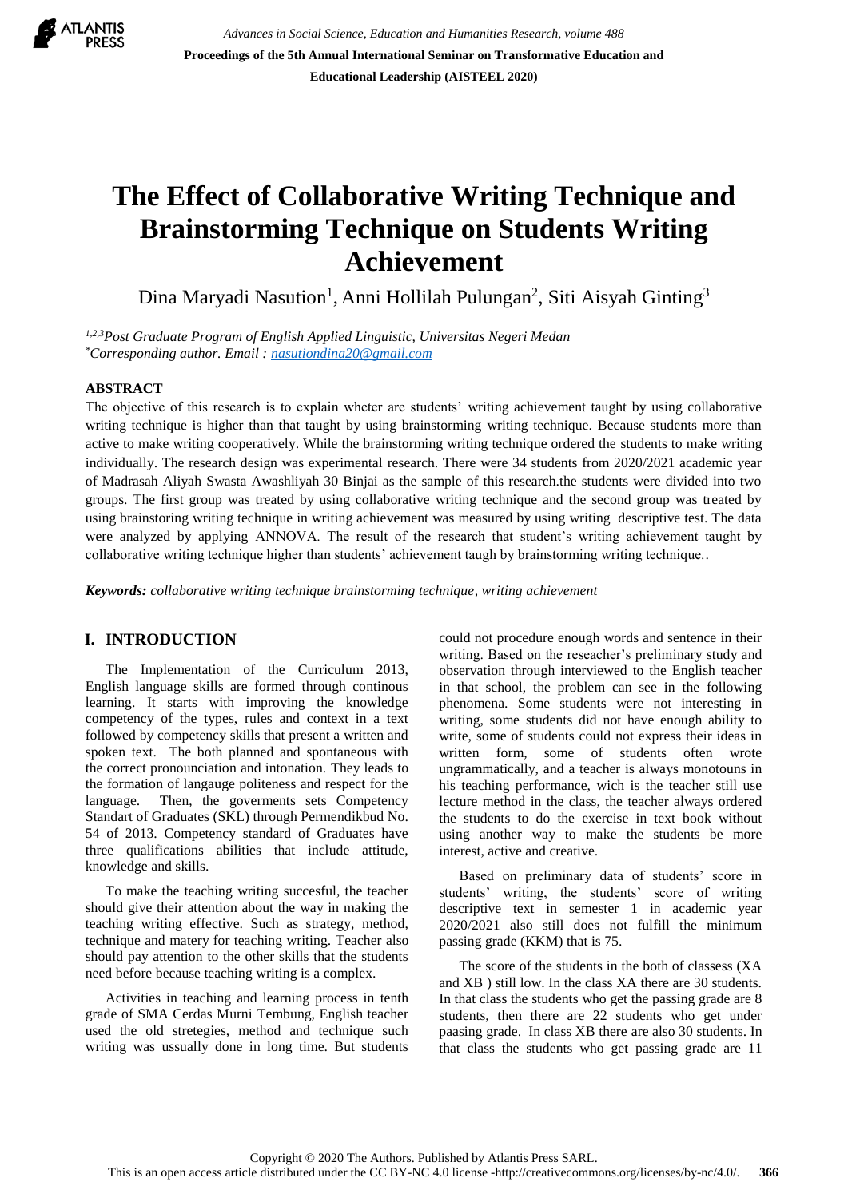# The Effect of Collaborative Writing Technique and Brainstorming Technique on Students Writing Achievement

Dina Maryadi Nasution[1], Anni Hollilah Pulungan[2], Siti Aisyah Ginting[3]

[1,2,3]*Post Graduate Program of English Applied Linguistic, Universitas Negeri Medan*
[*]*Corresponding author. Email : nasutiondina20@gmail.com*

## ABSTRACT

The objective of this research is to explain wheter are students' writing achievement taught by using collaborative writing technique is higher than that taught by using brainstorming writing technique. Because students more than active to make writing cooperatively. While the brainstorming writing technique ordered the students to make writing individually. The research design was experimental research. There were 34 students from 2020/2021 academic year of Madrasah Aliyah Swasta Awashliyah 30 Binjai as the sample of this research.the students were divided into two groups. The first group was treated by using collaborative writing technique and the second group was treated by using brainstoring writing technique in writing achievement was measured by using writing descriptive test. The data were analyzed by applying ANNOVA. The result of the research that student's writing achievement taught by collaborative writing technique higher than students' achievement taugh by brainstorming writing technique..

***Keywords:*** *collaborative writing technique brainstorming technique, writing achievement*

## I. INTRODUCTION

The Implementation of the Curriculum 2013, English language skills are formed through continous learning. It starts with improving the knowledge competency of the types, rules and context in a text followed by competency skills that present a written and spoken text. The both planned and spontaneous with the correct pronounciation and intonation. They leads to the formation of langauge politeness and respect for the language. Then, the goverments sets Competency Standart of Graduates (SKL) through Permendikbud No. 54 of 2013. Competency standard of Graduates have three qualifications abilities that include attitude, knowledge and skills.

To make the teaching writing succesful, the teacher should give their attention about the way in making the teaching writing effective. Such as strategy, method, technique and matery for teaching writing. Teacher also should pay attention to the other skills that the students need before because teaching writing is a complex.

Activities in teaching and learning process in tenth grade of SMA Cerdas Murni Tembung, English teacher used the old stretegies, method and technique such writing was ussually done in long time. But students could not procedure enough words and sentence in their writing. Based on the reseacher's preliminary study and observation through interviewed to the English teacher in that school, the problem can see in the following phenomena. Some students were not interesting in writing, some students did not have enough ability to write, some of students could not express their ideas in written form, some of students often wrote ungrammatically, and a teacher is always monotouns in his teaching performance, wich is the teacher still use lecture method in the class, the teacher always ordered the students to do the exercise in text book without using another way to make the students be more interest, active and creative.

Based on preliminary data of students' score in students' writing, the students' score of writing descriptive text in semester 1 in academic year 2020/2021 also still does not fulfill the minimum passing grade (KKM) that is 75.

The score of the students in the both of classess (XA and XB ) still low. In the class XA there are 30 students. In that class the students who get the passing grade are 8 students, then there are 22 students who get under paasing grade. In class XB there are also 30 students. In that class the students who get passing grade are 11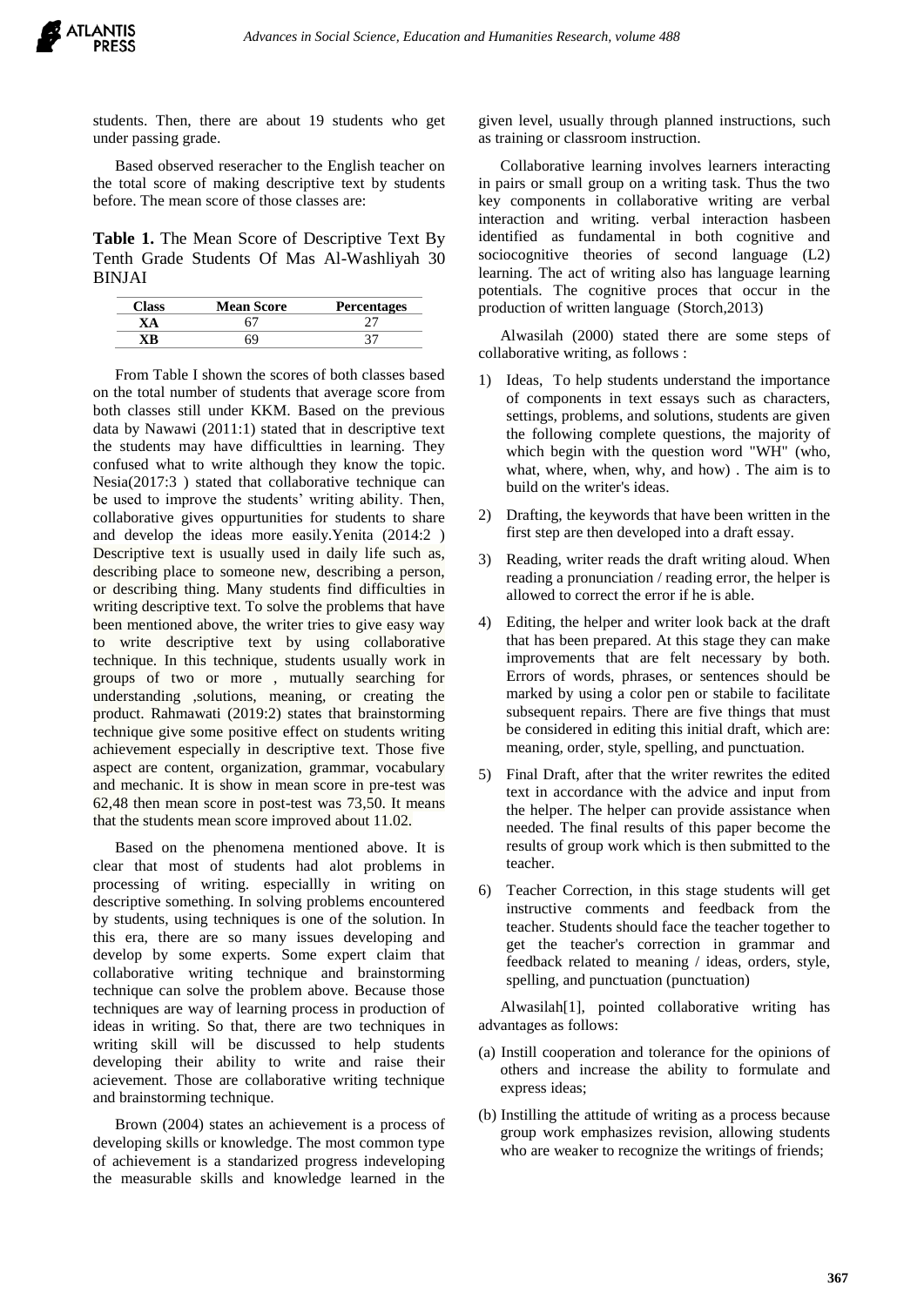students. Then, there are about 19 students who get under passing grade.

Based observed reseracher to the English teacher on the total score of making descriptive text by students before. The mean score of those classes are:

**Table 1.** The Mean Score of Descriptive Text By Tenth Grade Students Of Mas Al-Washliyah 30 BINJAI

| Class | Mean Score | Percentages |
|---|---|---|
| XA | 67 | 27 |
| XB | 69 | 37 |

From Table I shown the scores of both classes based on the total number of students that average score from both classes still under KKM. Based on the previous data by Nawawi (2011:1) stated that in descriptive text the students may have difficultties in learning. They confused what to write although they know the topic. Nesia(2017:3 ) stated that collaborative technique can be used to improve the students' writing ability. Then, collaborative gives oppurtunities for students to share and develop the ideas more easily.Yenita (2014:2 ) Descriptive text is usually used in daily life such as, describing place to someone new, describing a person, or describing thing. Many students find difficulties in writing descriptive text. To solve the problems that have been mentioned above, the writer tries to give easy way to write descriptive text by using collaborative technique. In this technique, students usually work in groups of two or more , mutually searching for understanding ,solutions, meaning, or creating the product. Rahmawati (2019:2) states that brainstorming technique give some positive effect on students writing achievement especially in descriptive text. Those five aspect are content, organization, grammar, vocabulary and mechanic. It is show in mean score in pre-test was 62,48 then mean score in post-test was 73,50. It means that the students mean score improved about 11.02.

Based on the phenomena mentioned above. It is clear that most of students had alot problems in processing of writing. especiallly in writing on descriptive something. In solving problems encountered by students, using techniques is one of the solution. In this era, there are so many issues developing and develop by some experts. Some expert claim that collaborative writing technique and brainstorming technique can solve the problem above. Because those techniques are way of learning process in production of ideas in writing. So that, there are two techniques in writing skill will be discussed to help students developing their ability to write and raise their acievement. Those are collaborative writing technique and brainstorming technique.

Brown (2004) states an achievement is a process of developing skills or knowledge. The most common type of achievement is a standarized progress indeveloping the measurable skills and knowledge learned in the given level, usually through planned instructions, such as training or classroom instruction.

Collaborative learning involves learners interacting in pairs or small group on a writing task. Thus the two key components in collaborative writing are verbal interaction and writing. verbal interaction hasbeen identified as fundamental in both cognitive and sociocognitive theories of second language (L2) learning. The act of writing also has language learning potentials. The cognitive proces that occur in the production of written language (Storch,2013)

Alwasilah (2000) stated there are some steps of collaborative writing, as follows :

1) Ideas, To help students understand the importance of components in text essays such as characters, settings, problems, and solutions, students are given the following complete questions, the majority of which begin with the question word "WH" (who, what, where, when, why, and how) . The aim is to build on the writer's ideas.
2) Drafting, the keywords that have been written in the first step are then developed into a draft essay.
3) Reading, writer reads the draft writing aloud. When reading a pronunciation / reading error, the helper is allowed to correct the error if he is able.
4) Editing, the helper and writer look back at the draft that has been prepared. At this stage they can make improvements that are felt necessary by both. Errors of words, phrases, or sentences should be marked by using a color pen or stabile to facilitate subsequent repairs. There are five things that must be considered in editing this initial draft, which are: meaning, order, style, spelling, and punctuation.
5) Final Draft, after that the writer rewrites the edited text in accordance with the advice and input from the helper. The helper can provide assistance when needed. The final results of this paper become the results of group work which is then submitted to the teacher.
6) Teacher Correction, in this stage students will get instructive comments and feedback from the teacher. Students should face the teacher together to get the teacher's correction in grammar and feedback related to meaning / ideas, orders, style, spelling, and punctuation (punctuation)

Alwasilah[1], pointed collaborative writing has advantages as follows:

(a) Instill cooperation and tolerance for the opinions of others and increase the ability to formulate and express ideas;

(b) Instilling the attitude of writing as a process because group work emphasizes revision, allowing students who are weaker to recognize the writings of friends;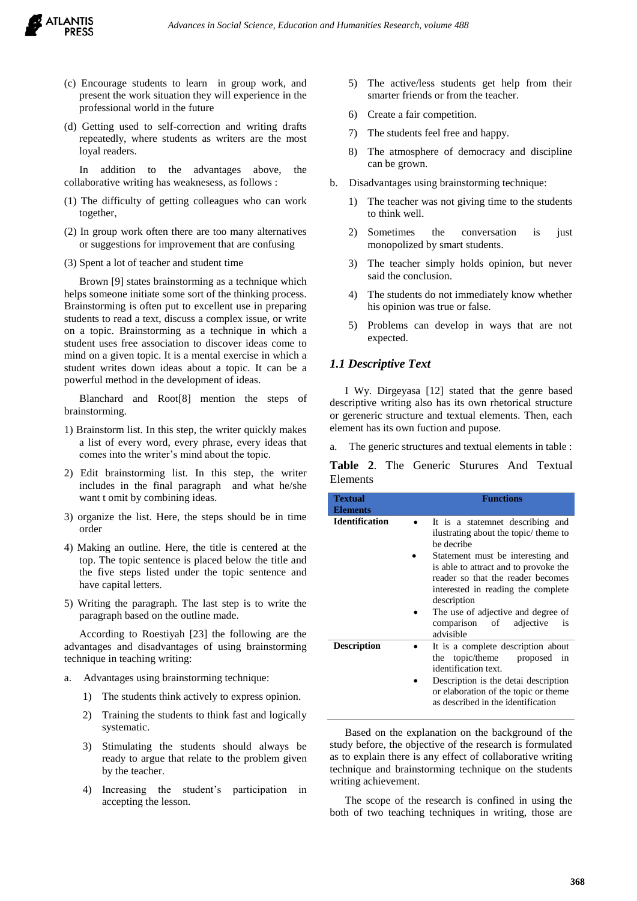(c) Encourage students to learn in group work, and present the work situation they will experience in the professional world in the future

(d) Getting used to self-correction and writing drafts repeatedly, where students as writers are the most loyal readers.

In addition to the advantages above, the collaborative writing has weaknesess, as follows :

(1) The difficulty of getting colleagues who can work together,

(2) In group work often there are too many alternatives or suggestions for improvement that are confusing

(3) Spent a lot of teacher and student time

Brown [9] states brainstorming as a technique which helps someone initiate some sort of the thinking process. Brainstorming is often put to excellent use in preparing students to read a text, discuss a complex issue, or write on a topic. Brainstorming as a technique in which a student uses free association to discover ideas come to mind on a given topic. It is a mental exercise in which a student writes down ideas about a topic. It can be a powerful method in the development of ideas.

Blanchard and Root[8] mention the steps of brainstorming.

1) Brainstorm list. In this step, the writer quickly makes a list of every word, every phrase, every ideas that comes into the writer's mind about the topic.

2) Edit brainstorming list. In this step, the writer includes in the final paragraph and what he/she want t omit by combining ideas.

3) organize the list. Here, the steps should be in time order

4) Making an outline. Here, the title is centered at the top. The topic sentence is placed below the title and the five steps listed under the topic sentence and have capital letters.

5) Writing the paragraph. The last step is to write the paragraph based on the outline made.

According to Roestiyah [23] the following are the advantages and disadvantages of using brainstorming technique in teaching writing:

a. Advantages using brainstorming technique:

1) The students think actively to express opinion.
2) Training the students to think fast and logically systematic.
3) Stimulating the students should always be ready to argue that relate to the problem given by the teacher.
4) Increasing the student's participation in accepting the lesson.
5) The active/less students get help from their smarter friends or from the teacher.
6) Create a fair competition.
7) The students feel free and happy.
8) The atmosphere of democracy and discipline can be grown.

b. Disadvantages using brainstorming technique:

1) The teacher was not giving time to the students to think well.
2) Sometimes the conversation is just monopolized by smart students.
3) The teacher simply holds opinion, but never said the conclusion.
4) The students do not immediately know whether his opinion was true or false.
5) Problems can develop in ways that are not expected.

### *1.1 Descriptive Text*

I Wy. Dirgeyasa [12] stated that the genre based descriptive writing also has its own rhetorical structure or gereneric structure and textual elements. Then, each element has its own fuction and pupose.

a. The generic structures and textual elements in table :

**Table 2**. The Generic Sturures And Textual Elements

| Textual Elements | Functions |
|---|---|
| **Identification** | • It is a statmenet describing and ilustrating about the topic/ theme to be decribe<br>• Statement must be interesting and is able to attract and to provoke the reader so that the reader becomes interested in reading the complete description<br>• The use of adjective and degree of comparison of adjective is advisible |
| **Description** | • It is a complete description about the topic/theme proposed in identification text.<br>• Description is the detai description or elaboration of the topic or theme as described in the identification |

Based on the explanation on the background of the study before, the objective of the research is formulated as to explain there is any effect of collaborative writing technique and brainstorming technique on the students writing achievement.

The scope of the research is confined in using the both of two teaching techniques in writing, those are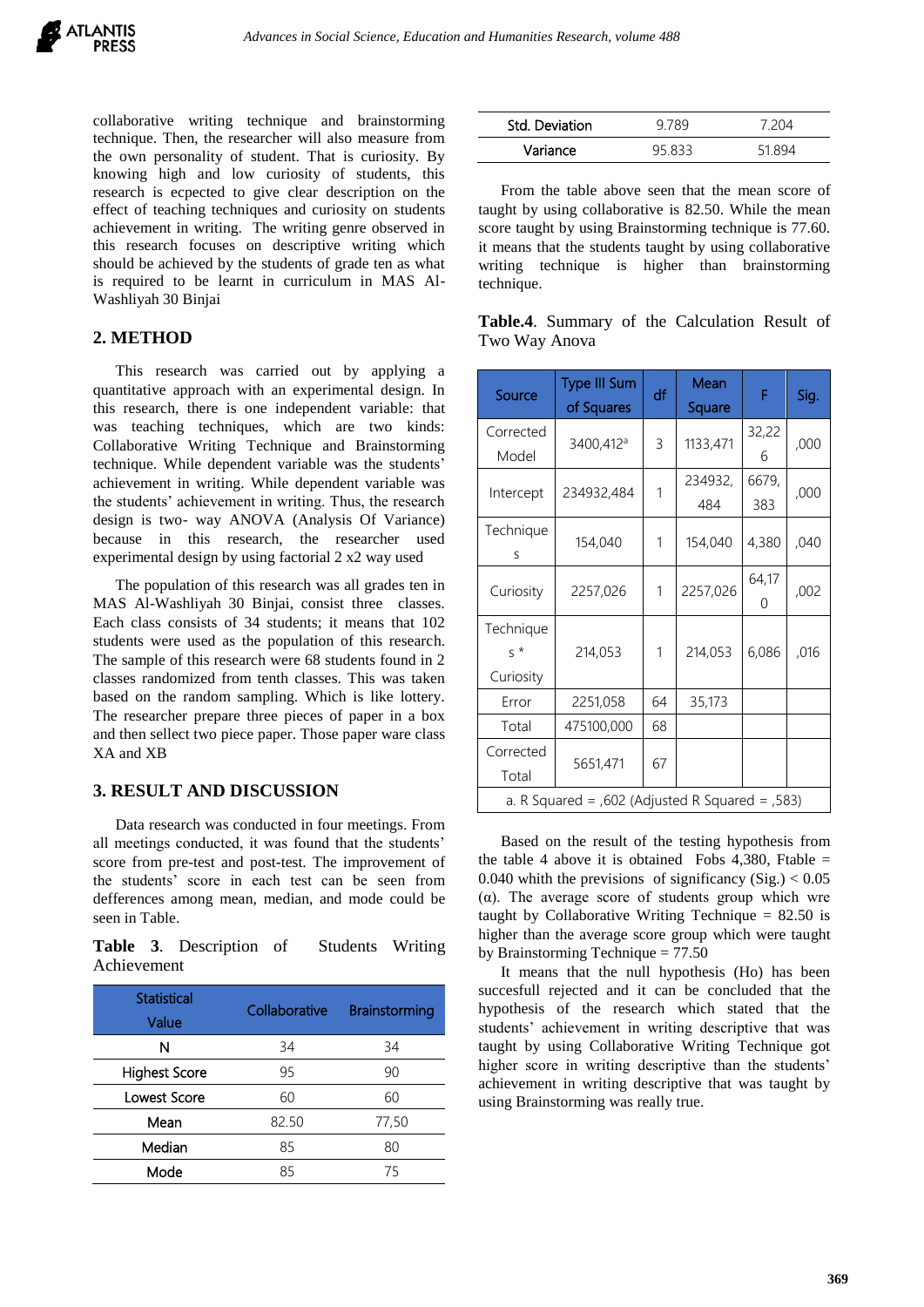collaborative writing technique and brainstorming technique. Then, the researcher will also measure from the own personality of student. That is curiosity. By knowing high and low curiosity of students, this research is ecpected to give clear description on the effect of teaching techniques and curiosity on students achievement in writing. The writing genre observed in this research focuses on descriptive writing which should be achieved by the students of grade ten as what is required to be learnt in curriculum in MAS Al-Washliyah 30 Binjai

## 2. METHOD

This research was carried out by applying a quantitative approach with an experimental design. In this research, there is one independent variable: that was teaching techniques, which are two kinds: Collaborative Writing Technique and Brainstorming technique. While dependent variable was the students' achievement in writing. While dependent variable was the students' achievement in writing. Thus, the research design is two- way ANOVA (Analysis Of Variance) because in this research, the researcher used experimental design by using factorial 2 x2 way used

The population of this research was all grades ten in MAS Al-Washliyah 30 Binjai, consist three classes. Each class consists of 34 students; it means that 102 students were used as the population of this research. The sample of this research were 68 students found in 2 classes randomized from tenth classes. This was taken based on the random sampling. Which is like lottery. The researcher prepare three pieces of paper in a box and then sellect two piece paper. Those paper ware class XA and XB

## 3. RESULT AND DISCUSSION

Data research was conducted in four meetings. From all meetings conducted, it was found that the students' score from pre-test and post-test. The improvement of the students' score in each test can be seen from defferences among mean, median, and mode could be seen in Table.

**Table 3**. Description of Students Writing Achievement

| Statistical Value | Collaborative | Brainstorming |
|---|---|---|
| N | 34 | 34 |
| Highest Score | 95 | 90 |
| Lowest Score | 60 | 60 |
| Mean | 82.50 | 77,50 |
| Median | 85 | 80 |
| Mode | 85 | 75 |
| Std. Deviation | 9.789 | 7.204 |
| Variance | 95.833 | 51.894 |

From the table above seen that the mean score of taught by using collaborative is 82.50. While the mean score taught by using Brainstorming technique is 77.60. it means that the students taught by using collaborative writing technique is higher than brainstorming technique.

**Table.4**. Summary of the Calculation Result of Two Way Anova

| Source | Type III Sum of Squares | df | Mean Square | F | Sig. |
|---|---|---|---|---|---|
| Corrected Model | 3400,412[a] | 3 | 1133,471 | 32,226 | ,000 |
| Intercept | 234932,484 | 1 | 234932,484 | 6679,383 | ,000 |
| Techniques | 154,040 | 1 | 154,040 | 4,380 | ,040 |
| Curiosity | 2257,026 | 1 | 2257,026 | 64,170 | ,002 |
| Techniques * Curiosity | 214,053 | 1 | 214,053 | 6,086 | ,016 |
| Error | 2251,058 | 64 | 35,173 | | |
| Total | 475100,000 | 68 | | | |
| Corrected Total | 5651,471 | 67 | | | |
| a. R Squared = ,602 (Adjusted R Squared = ,583) | | | | | |

Based on the result of the testing hypothesis from the table 4 above it is obtained Fobs 4,380, Ftable = 0.040 whith the previsions of significancy (Sig.) < 0.05 (α). The average score of students group which wre taught by Collaborative Writing Technique = 82.50 is higher than the average score group which were taught by Brainstorming Technique = 77.50

It means that the null hypothesis (Ho) has been succesfull rejected and it can be concluded that the hypothesis of the research which stated that the students' achievement in writing descriptive that was taught by using Collaborative Writing Technique got higher score in writing descriptive than the students' achievement in writing descriptive that was taught by using Brainstorming was really true.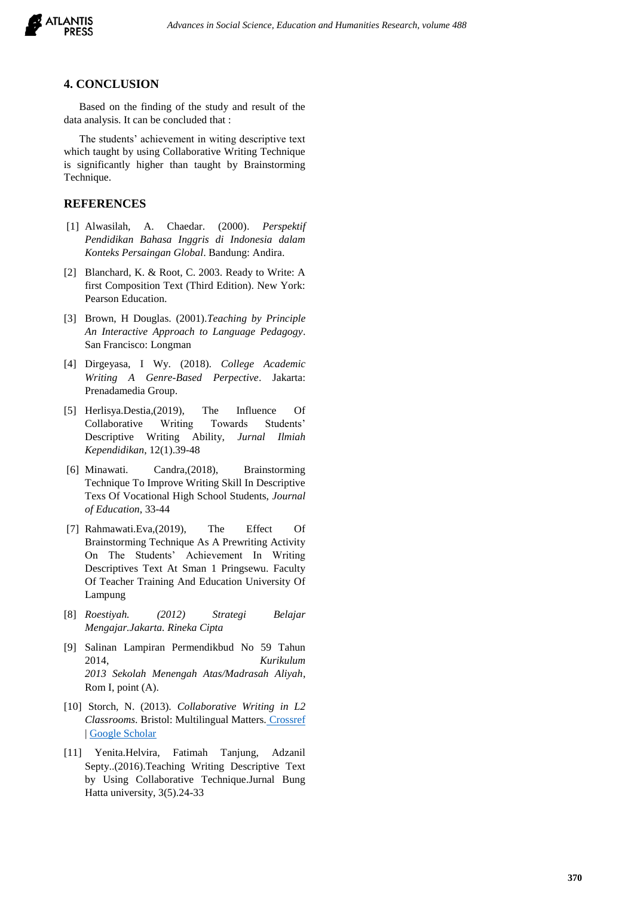## 4. CONCLUSION

Based on the finding of the study and result of the data analysis. It can be concluded that :

The students' achievement in witing descriptive text which taught by using Collaborative Writing Technique is significantly higher than taught by Brainstorming Technique.

## REFERENCES

[1] Alwasilah, A. Chaedar. (2000). *Perspektif Pendidikan Bahasa Inggris di Indonesia dalam Konteks Persaingan Global*. Bandung: Andira.

[2] Blanchard, K. & Root, C. 2003. Ready to Write: A first Composition Text (Third Edition). New York: Pearson Education.

[3] Brown, H Douglas. (2001).*Teaching by Principle An Interactive Approach to Language Pedagogy*. San Francisco: Longman

[4] Dirgeyasa, I Wy. (2018). *College Academic Writing A Genre-Based Perpective*. Jakarta: Prenadamedia Group.

[5] Herlisya.Destia,(2019), The Influence Of Collaborative Writing Towards Students' Descriptive Writing Ability, *Jurnal Ilmiah Kependidikan*, 12(1).39-48

[6] Minawati. Candra,(2018), Brainstorming Technique To Improve Writing Skill In Descriptive Texs Of Vocational High School Students, *Journal of Education*, 33-44

[7] Rahmawati.Eva,(2019), The Effect Of Brainstorming Technique As A Prewriting Activity On The Students' Achievement In Writing Descriptives Text At Sman 1 Pringsewu. Faculty Of Teacher Training And Education University Of Lampung

[8] *Roestiyah. (2012) Strategi Belajar Mengajar.Jakarta. Rineka Cipta*

[9] Salinan Lampiran Permendikbud No 59 Tahun 2014, *Kurikulum 2013 Sekolah Menengah Atas/Madrasah Aliyah*, Rom I, point (A).

[10] Storch, N. (2013). *Collaborative Writing in L2 Classrooms*. Bristol: Multilingual Matters. Crossref | Google Scholar

[11] Yenita.Helvira, Fatimah Tanjung, Adzanil Septy..(2016).Teaching Writing Descriptive Text by Using Collaborative Technique.Jurnal Bung Hatta university, 3(5).24-33